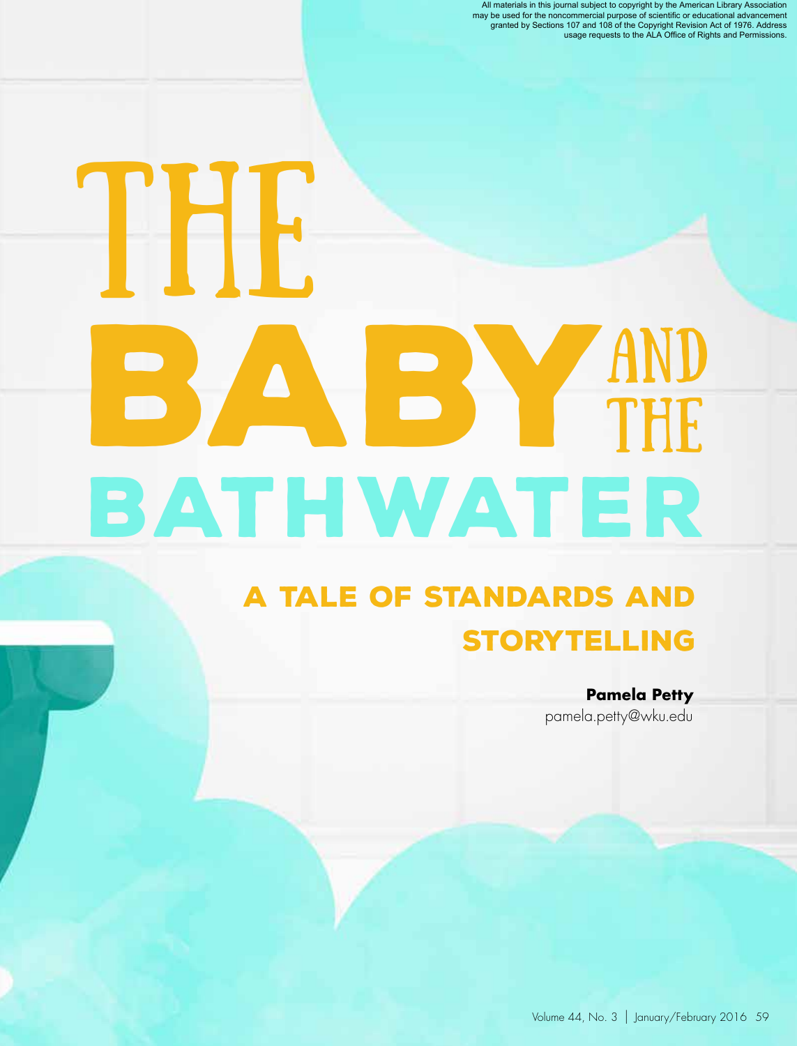All materials in this journal subject to copyright by the American Library Association may be used for the noncommercial purpose of scientific or educational advancement granted by Sections 107 and 108 of the Copyright Revision Act of 1976. Address usage requests to the ALA Office of Rights and Permissions.

# The Baby and the Bathwater

## A Tale of Standards and Storytelling

**Pamela Petty**
pamela.petty@wku.edu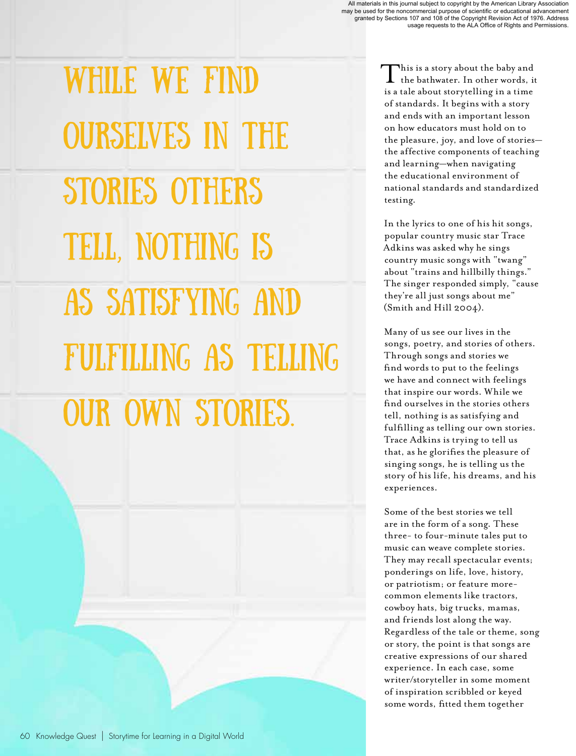**WHILE WE FIND OURSELVES IN THE STORIES OTHERS TELL, NOTHING IS AS SATISFYING AND FULFILLING AS TELLING OUR OWN STORIES.**

This is a story about the baby and the bathwater. In other words, it is a tale about storytelling in a time of standards. It begins with a story and ends with an important lesson on how educators must hold on to the pleasure, joy, and love of stories—the affective components of teaching and learning—when navigating the educational environment of national standards and standardized testing.

In the lyrics to one of his hit songs, popular country music star Trace Adkins was asked why he sings country music songs with "twang" about "trains and hillbilly things." The singer responded simply, "cause they're all just songs about me" (Smith and Hill 2004).

Many of us see our lives in the songs, poetry, and stories of others. Through songs and stories we find words to put to the feelings we have and connect with feelings that inspire our words. While we find ourselves in the stories others tell, nothing is as satisfying and fulfilling as telling our own stories. Trace Adkins is trying to tell us that, as he glorifies the pleasure of singing songs, he is telling us the story of his life, his dreams, and his experiences.

Some of the best stories we tell are in the form of a song. These three- to four-minute tales put to music can weave complete stories. They may recall spectacular events; ponderings on life, love, history, or patriotism; or feature more-common elements like tractors, cowboy hats, big trucks, mamas, and friends lost along the way. Regardless of the tale or theme, song or story, the point is that songs are creative expressions of our shared experience. In each case, some writer/storyteller in some moment of inspiration scribbled or keyed some words, fitted them together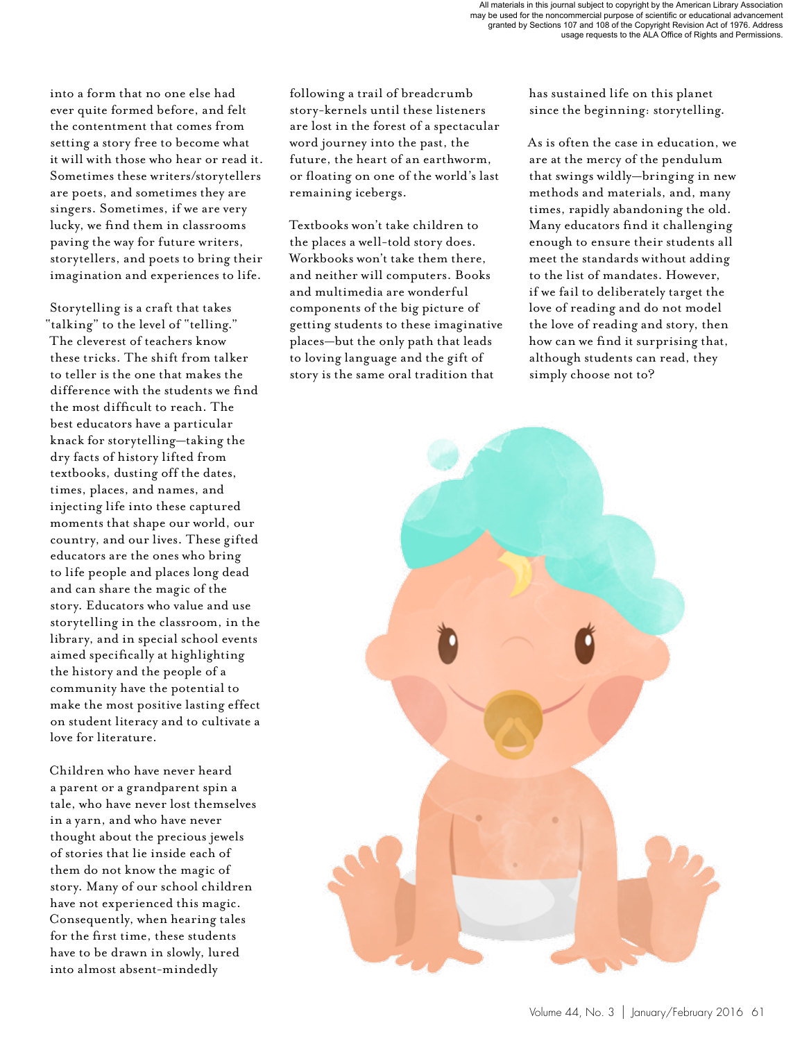into a form that no one else had ever quite formed before, and felt the contentment that comes from setting a story free to become what it will with those who hear or read it. Sometimes these writers/storytellers are poets, and sometimes they are singers. Sometimes, if we are very lucky, we find them in classrooms paving the way for future writers, storytellers, and poets to bring their imagination and experiences to life.

Storytelling is a craft that takes "talking" to the level of "telling." The cleverest of teachers know these tricks. The shift from talker to teller is the one that makes the difference with the students we find the most difficult to reach. The best educators have a particular knack for storytelling—taking the dry facts of history lifted from textbooks, dusting off the dates, times, places, and names, and injecting life into these captured moments that shape our world, our country, and our lives. These gifted educators are the ones who bring to life people and places long dead and can share the magic of the story. Educators who value and use storytelling in the classroom, in the library, and in special school events aimed specifically at highlighting the history and the people of a community have the potential to make the most positive lasting effect on student literacy and to cultivate a love for literature.

Children who have never heard a parent or a grandparent spin a tale, who have never lost themselves in a yarn, and who have never thought about the precious jewels of stories that lie inside each of them do not know the magic of story. Many of our school children have not experienced this magic. Consequently, when hearing tales for the first time, these students have to be drawn in slowly, lured into almost absent-mindedly following a trail of breadcrumb story-kernels until these listeners are lost in the forest of a spectacular word journey into the past, the future, the heart of an earthworm, or floating on one of the world's last remaining icebergs.

Textbooks won't take children to the places a well-told story does. Workbooks won't take them there, and neither will computers. Books and multimedia are wonderful components of the big picture of getting students to these imaginative places—but the only path that leads to loving language and the gift of story is the same oral tradition that has sustained life on this planet since the beginning: storytelling.

As is often the case in education, we are at the mercy of the pendulum that swings wildly—bringing in new methods and materials, and, many times, rapidly abandoning the old. Many educators find it challenging enough to ensure their students all meet the standards without adding to the list of mandates. However, if we fail to deliberately target the love of reading and do not model the love of reading and story, then how can we find it surprising that, although students can read, they simply choose not to?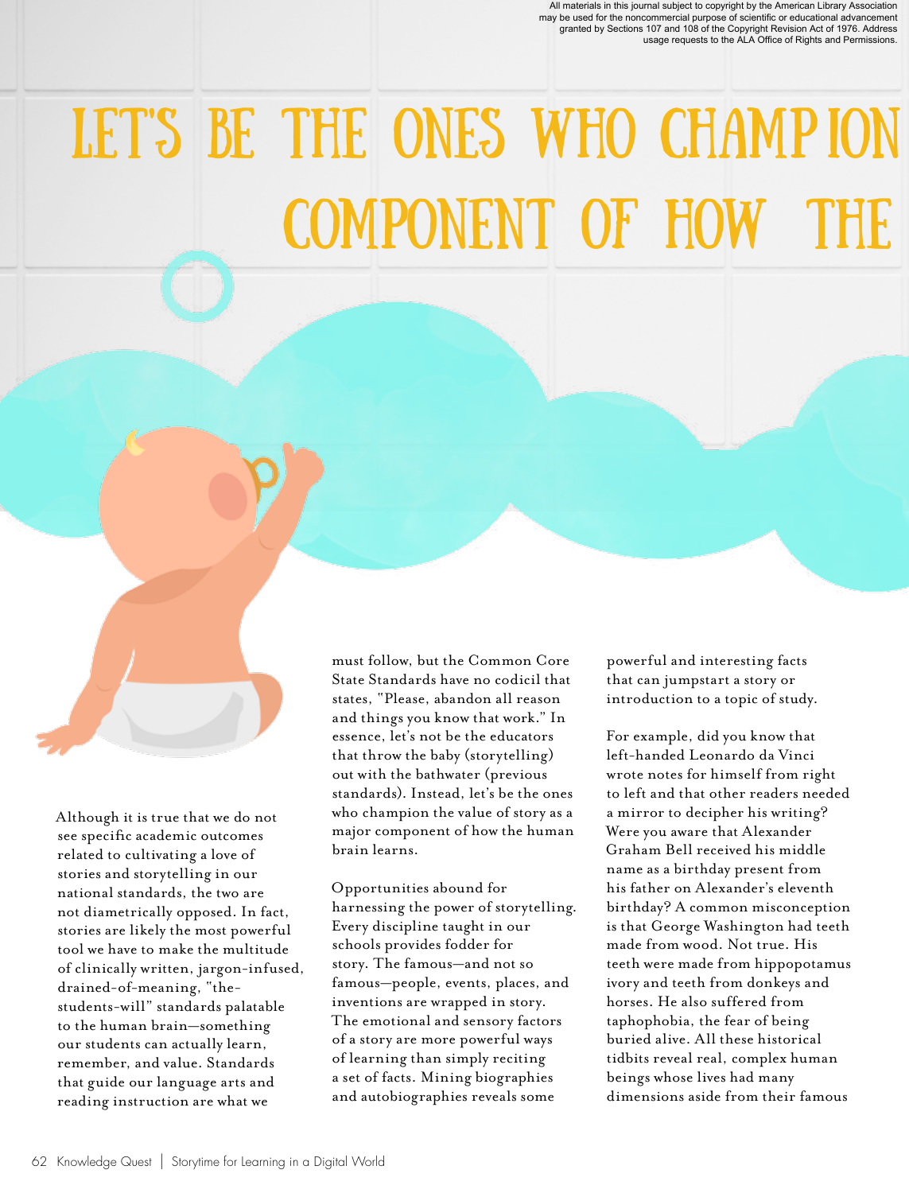All materials in this journal subject to copyright by the American Library Association may be used for the noncommercial purpose of scientific or educational advancement granted by Sections 107 and 108 of the Copyright Revision Act of 1976. Address usage requests to the ALA Office of Rights and Permissions.

# LET'S BE THE ONES WHO CHAMPION COMPONENT OF HOW THE

Although it is true that we do not see specific academic outcomes related to cultivating a love of stories and storytelling in our national standards, the two are not diametrically opposed. In fact, stories are likely the most powerful tool we have to make the multitude of clinically written, jargon-infused, drained-of-meaning, "the-students-will" standards palatable to the human brain—something our students can actually learn, remember, and value. Standards that guide our language arts and reading instruction are what we must follow, but the Common Core State Standards have no codicil that states, "Please, abandon all reason and things you know that work." In essence, let's not be the educators that throw the baby (storytelling) out with the bathwater (previous standards). Instead, let's be the ones who champion the value of story as a major component of how the human brain learns.

Opportunities abound for harnessing the power of storytelling. Every discipline taught in our schools provides fodder for story. The famous—and not so famous—people, events, places, and inventions are wrapped in story. The emotional and sensory factors of a story are more powerful ways of learning than simply reciting a set of facts. Mining biographies and autobiographies reveals some powerful and interesting facts that can jumpstart a story or introduction to a topic of study.

For example, did you know that left-handed Leonardo da Vinci wrote notes for himself from right to left and that other readers needed a mirror to decipher his writing? Were you aware that Alexander Graham Bell received his middle name as a birthday present from his father on Alexander's eleventh birthday? A common misconception is that George Washington had teeth made from wood. Not true. His teeth were made from hippopotamus ivory and teeth from donkeys and horses. He also suffered from taphophobia, the fear of being buried alive. All these historical tidbits reveal real, complex human beings whose lives had many dimensions aside from their famous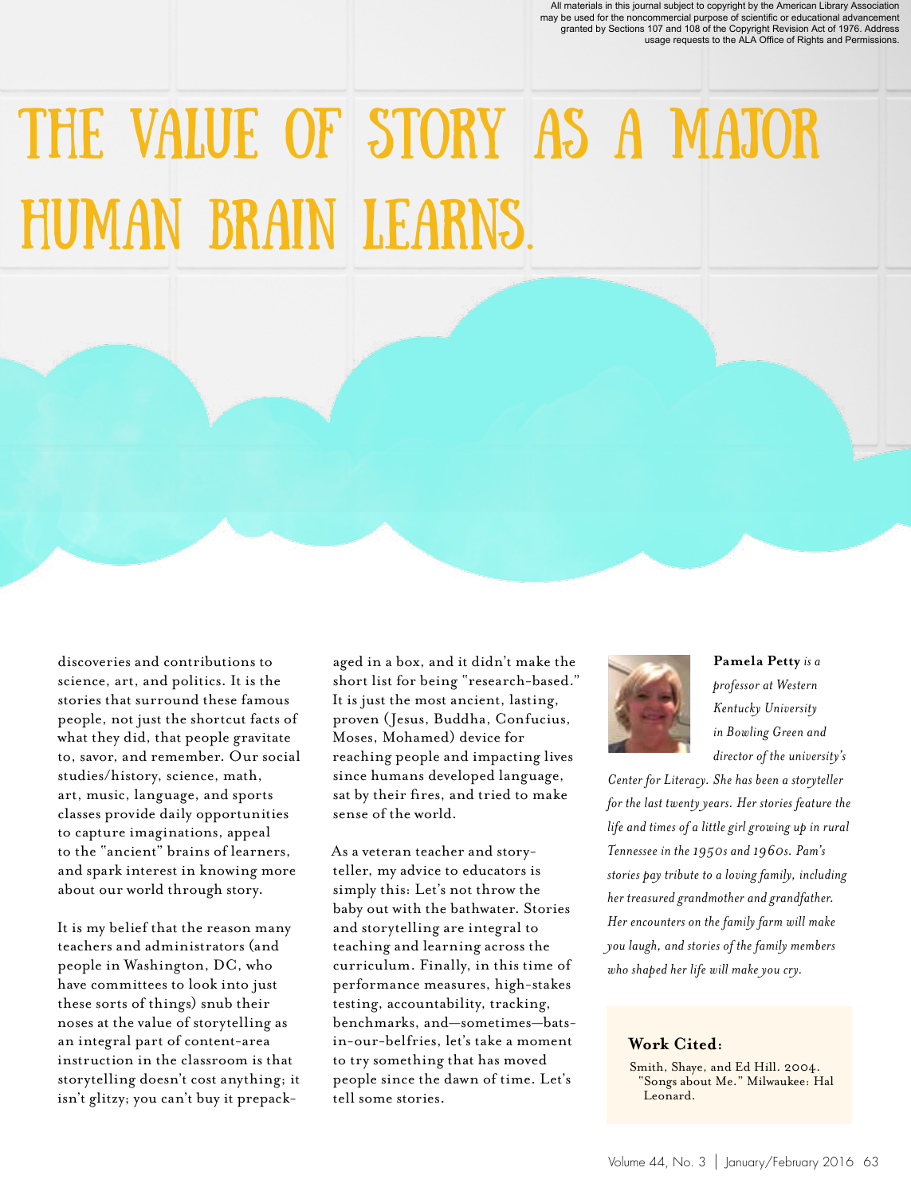# THE VALUE OF STORY AS A MAJOR HUMAN BRAIN LEARNS.

discoveries and contributions to science, art, and politics. It is the stories that surround these famous people, not just the shortcut facts of what they did, that people gravitate to, savor, and remember. Our social studies/history, science, math, art, music, language, and sports classes provide daily opportunities to capture imaginations, appeal to the "ancient" brains of learners, and spark interest in knowing more about our world through story.

It is my belief that the reason many teachers and administrators (and people in Washington, DC, who have committees to look into just these sorts of things) snub their noses at the value of storytelling as an integral part of content-area instruction in the classroom is that storytelling doesn't cost anything; it isn't glitzy; you can't buy it prepackaged in a box, and it didn't make the short list for being "research-based." It is just the most ancient, lasting, proven (Jesus, Buddha, Confucius, Moses, Mohamed) device for reaching people and impacting lives since humans developed language, sat by their fires, and tried to make sense of the world.

As a veteran teacher and storyteller, my advice to educators is simply this: Let's not throw the baby out with the bathwater. Stories and storytelling are integral to teaching and learning across the curriculum. Finally, in this time of performance measures, high-stakes testing, accountability, tracking, benchmarks, and—sometimes—bats-in-our-belfries, let's take a moment to try something that has moved people since the dawn of time. Let's tell some stories.

**Pamela Petty** *is a professor at Western Kentucky University in Bowling Green and director of the university's Center for Literacy. She has been a storyteller for the last twenty years. Her stories feature the life and times of a little girl growing up in rural Tennessee in the 1950s and 1960s. Pam's stories pay tribute to a loving family, including her treasured grandmother and grandfather. Her encounters on the family farm will make you laugh, and stories of the family members who shaped her life will make you cry.*

**Work Cited:**

Smith, Shaye, and Ed Hill. 2004. "Songs about Me." Milwaukee: Hal Leonard.